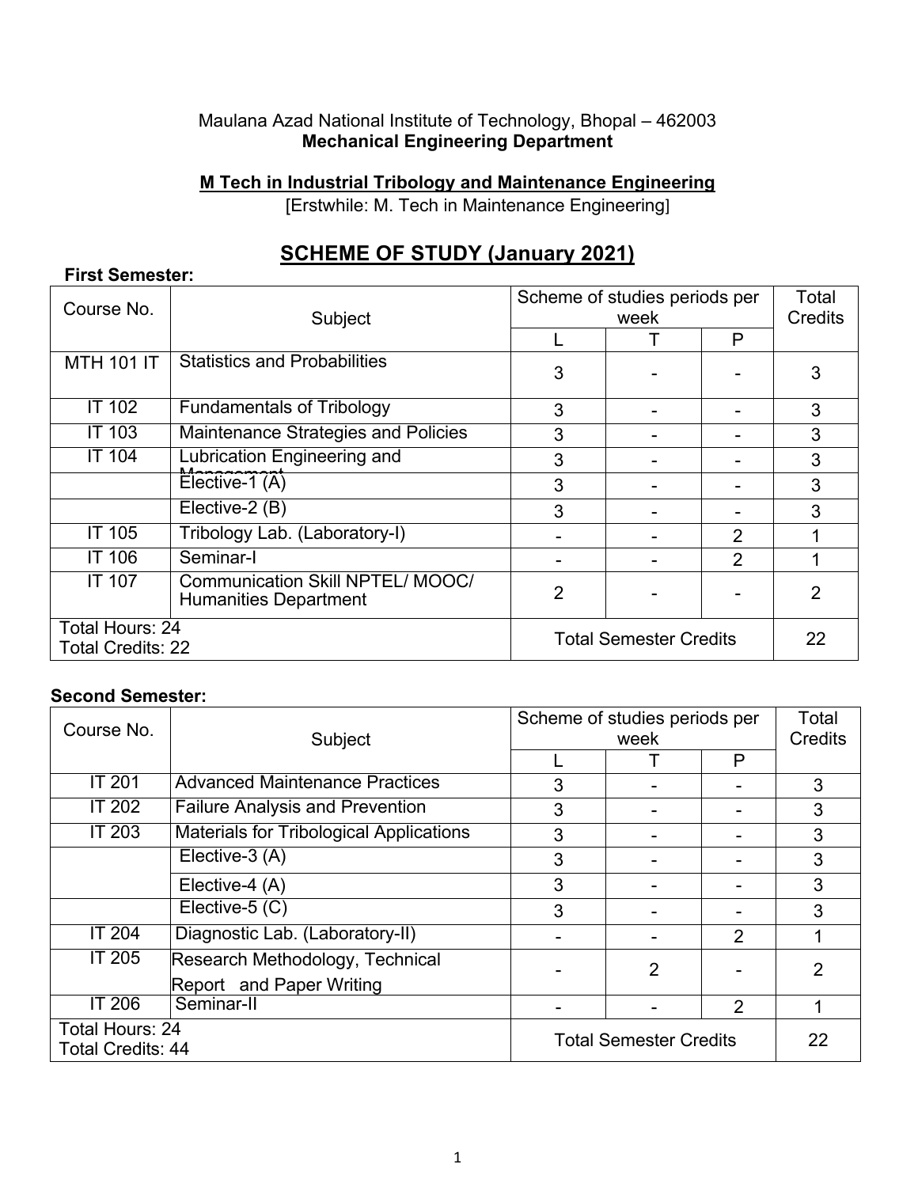Maulana Azad National Institute of Technology, Bhopal – 462003

**Mechanical Engineering Department**

**M Tech in Industrial Tribology and Maintenance Engineering**

[Erstwhile: M. Tech in Maintenance Engineering]

# SCHEME OF STUDY (January 2021)

**First Semester:**

| Course No. | Subject | Scheme of studies periods per week | | | Total Credits |
|---|---|---|---|---|---|
| | | L | T | P | |
| MTH 101 IT | Statistics and Probabilities | 3 | - | - | 3 |
| IT 102 | Fundamentals of Tribology | 3 | - | - | 3 |
| IT 103 | Maintenance Strategies and Policies | 3 | - | - | 3 |
| IT 104 | Lubrication Engineering and Management | 3 | - | - | 3 |
| | Elective-1 (A) | 3 | - | - | 3 |
| | Elective-2 (B) | 3 | - | - | 3 |
| IT 105 | Tribology Lab. (Laboratory-I) | - | - | 2 | 1 |
| IT 106 | Seminar-I | - | - | 2 | 1 |
| IT 107 | Communication Skill NPTEL/ MOOC/ Humanities Department | 2 | - | - | 2 |
| Total Hours: 24<br>Total Credits: 22 | | Total Semester Credits | | | 22 |

**Second Semester:**

| Course No. | Subject | Scheme of studies periods per week | | | Total Credits |
|---|---|---|---|---|---|
| | | L | T | P | |
| IT 201 | Advanced Maintenance Practices | 3 | - | - | 3 |
| IT 202 | Failure Analysis and Prevention | 3 | - | - | 3 |
| IT 203 | Materials for Tribological Applications | 3 | - | - | 3 |
| | Elective-3 (A) | 3 | - | - | 3 |
| | Elective-4 (A) | 3 | - | - | 3 |
| | Elective-5 (C) | 3 | - | - | 3 |
| IT 204 | Diagnostic Lab. (Laboratory-II) | - | - | 2 | 1 |
| IT 205 | Research Methodology, Technical Report and Paper Writing | - | 2 | - | 2 |
| IT 206 | Seminar-II | - | - | 2 | 1 |
| Total Hours: 24<br>Total Credits: 44 | | Total Semester Credits | | | 22 |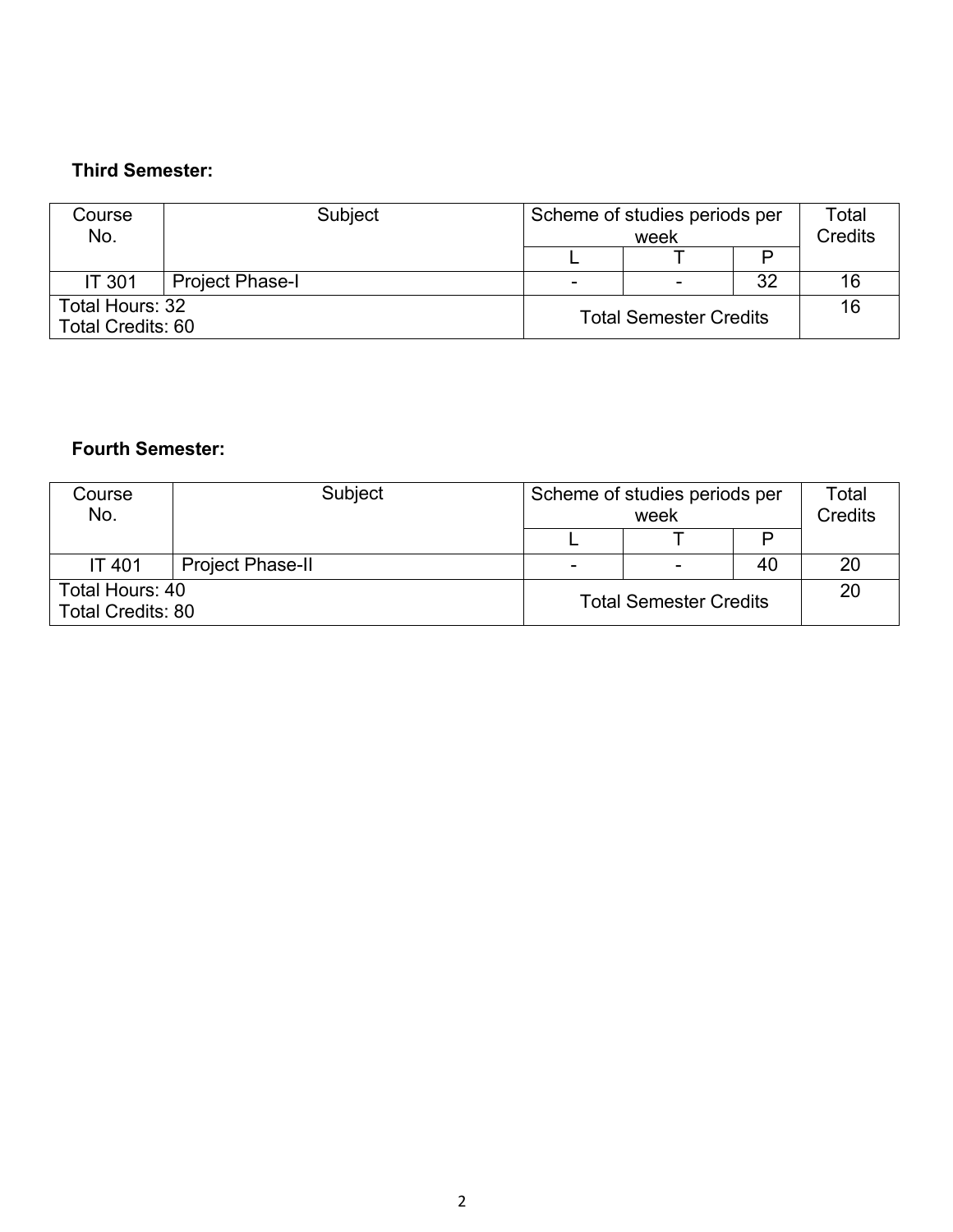**Third Semester:**

| Course No. | Subject | Scheme of studies periods per week | | | Total Credits |
|---|---|---|---|---|---|
| | | L | T | P | |
| IT 301 | Project Phase-I | - | - | 32 | 16 |
| Total Hours: 32<br>Total Credits: 60 | | Total Semester Credits | | | 16 |

**Fourth Semester:**

| Course No. | Subject | Scheme of studies periods per week | | | Total Credits |
|---|---|---|---|---|---|
| | | L | T | P | |
| IT 401 | Project Phase-II | - | - | 40 | 20 |
| Total Hours: 40<br>Total Credits: 80 | | Total Semester Credits | | | 20 |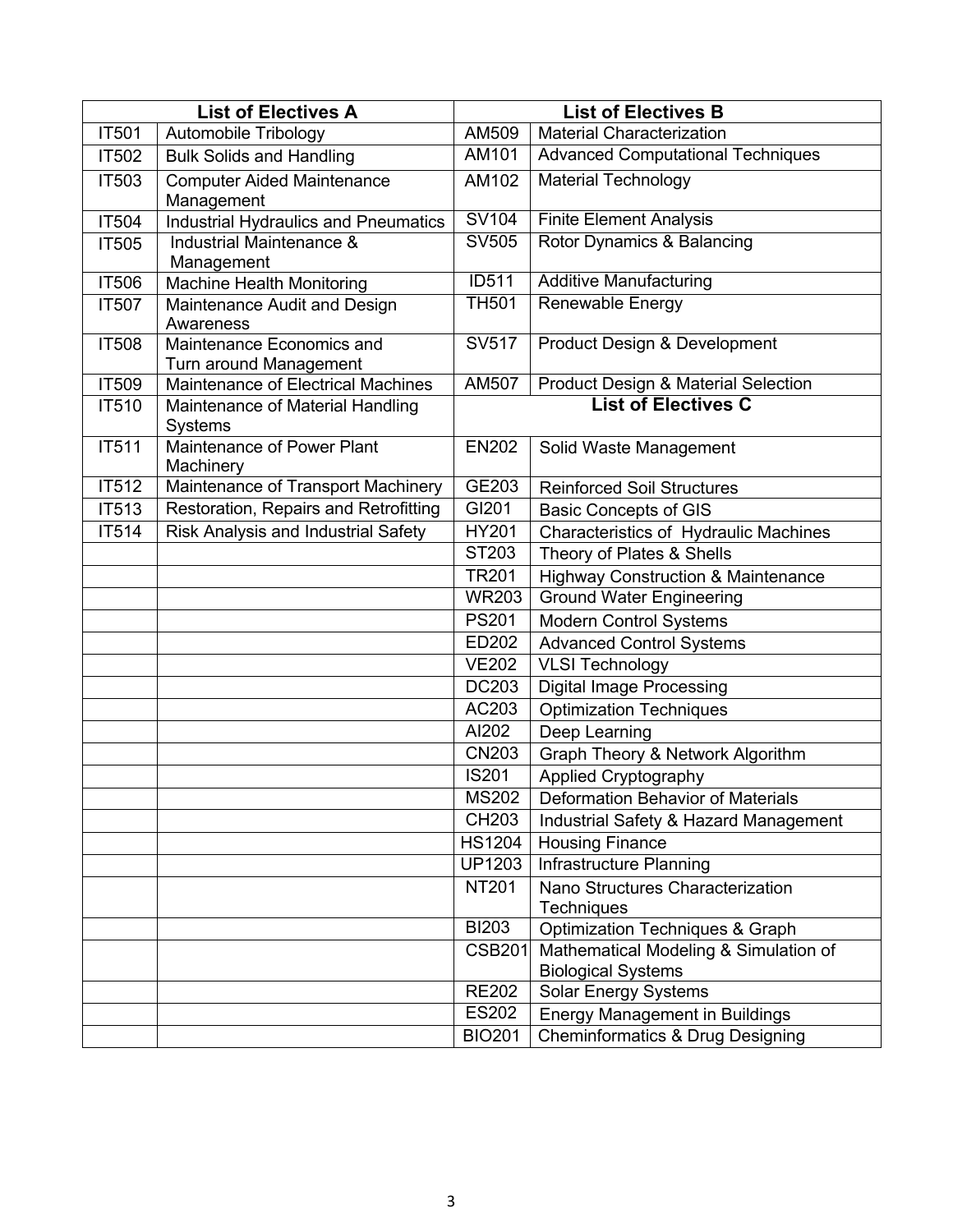| List of Electives A | | List of Electives B | |
|---|---|---|---|
| IT501 | Automobile Tribology | AM509 | Material Characterization |
| IT502 | Bulk Solids and Handling | AM101 | Advanced Computational Techniques |
| IT503 | Computer Aided Maintenance Management | AM102 | Material Technology |
| IT504 | Industrial Hydraulics and Pneumatics | SV104 | Finite Element Analysis |
| IT505 | Industrial Maintenance & Management | SV505 | Rotor Dynamics & Balancing |
| IT506 | Machine Health Monitoring | ID511 | Additive Manufacturing |
| IT507 | Maintenance Audit and Design Awareness | TH501 | Renewable Energy |
| IT508 | Maintenance Economics and Turn around Management | SV517 | Product Design & Development |
| IT509 | Maintenance of Electrical Machines | AM507 | Product Design & Material Selection |
| IT510 | Maintenance of Material Handling Systems | **List of Electives C** | |
| IT511 | Maintenance of Power Plant Machinery | EN202 | Solid Waste Management |
| IT512 | Maintenance of Transport Machinery | GE203 | Reinforced Soil Structures |
| IT513 | Restoration, Repairs and Retrofitting | GI201 | Basic Concepts of GIS |
| IT514 | Risk Analysis and Industrial Safety | HY201 | Characteristics of Hydraulic Machines |
| | | ST203 | Theory of Plates & Shells |
| | | TR201 | Highway Construction & Maintenance |
| | | WR203 | Ground Water Engineering |
| | | PS201 | Modern Control Systems |
| | | ED202 | Advanced Control Systems |
| | | VE202 | VLSI Technology |
| | | DC203 | Digital Image Processing |
| | | AC203 | Optimization Techniques |
| | | AI202 | Deep Learning |
| | | CN203 | Graph Theory & Network Algorithm |
| | | IS201 | Applied Cryptography |
| | | MS202 | Deformation Behavior of Materials |
| | | CH203 | Industrial Safety & Hazard Management |
| | | HS1204 | Housing Finance |
| | | UP1203 | Infrastructure Planning |
| | | NT201 | Nano Structures Characterization Techniques |
| | | BI203 | Optimization Techniques & Graph |
| | | CSB201 | Mathematical Modeling & Simulation of Biological Systems |
| | | RE202 | Solar Energy Systems |
| | | ES202 | Energy Management in Buildings |
| | | BIO201 | Cheminformatics & Drug Designing |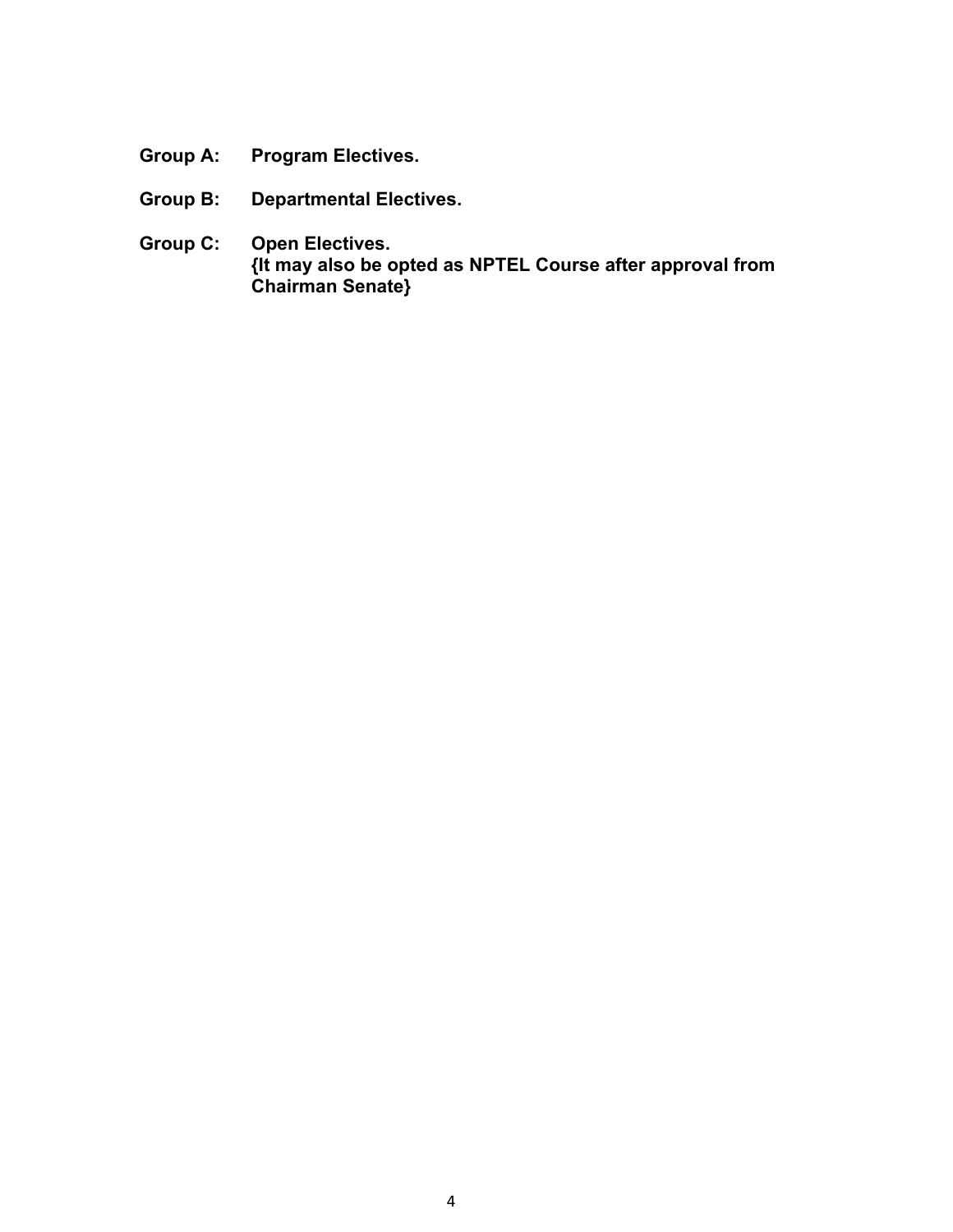**Group A:** **Program Electives.**

**Group B:** **Departmental Electives.**

**Group C:** **Open Electives.**
**{It may also be opted as NPTEL Course after approval from Chairman Senate}**